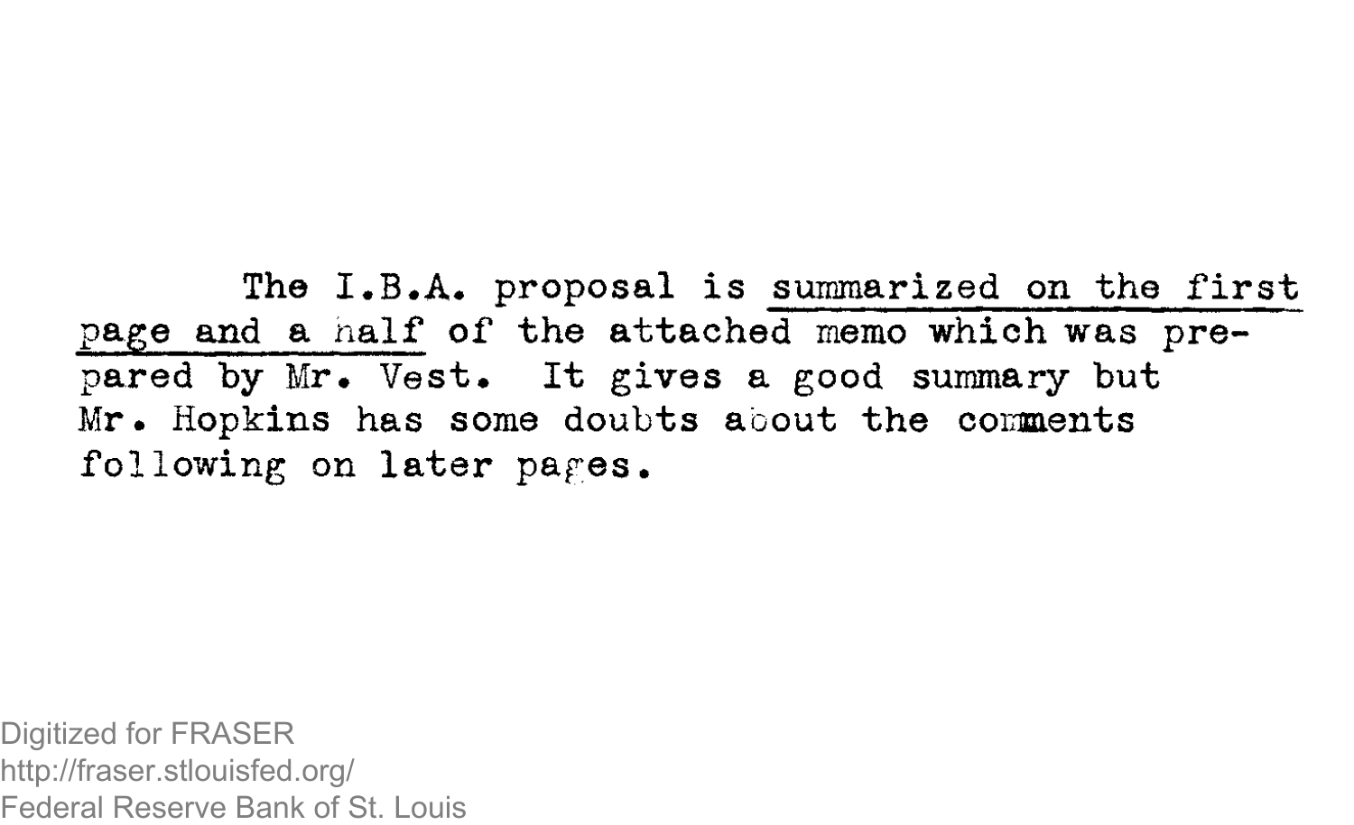The I.B.A. proposal is summarized on the first page and a half of the attached memo which was prepared by Mr. Vest. It gives a good summary but Mr. Hopkins has some doubts about the comments following on later pages.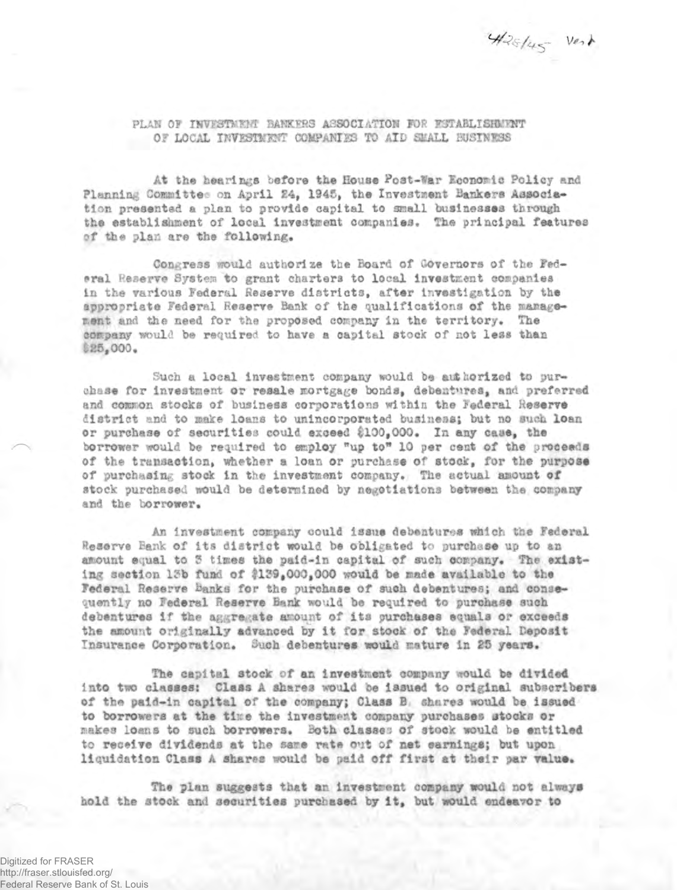4/28/45 Vest

PLAN OF INVESTMENT BANKERS ASSOCIATION FOR ESTABLISHMENT OF LOCAL INVESTMENT COMPANIES TO AID SMALL BUSINESS

At the hearings before the House Post-War Economic Policy and Planning Committee on April 24, 1945, the Investment Bankers Association presented a plan to provide capital to small businesses through the establishment of local investment companies. The principal features of the plan are the following.

Congress would authorize the Board of Governors of the Federal Reserve System to grant charters to local investment companies in the various Federal Reserve districts, after investigation by the appropriate Federal Reserve Bank of the qualifications of the management and the need for the proposed company in the territory. The company would be required to have a capital stock of not less than $25,000.

Such a local investment company would be authorized to purchase for investment or resale mortgage bonds, debentures, and preferred and common stocks of business corporations within the Federal Reserve district and to make loans to unincorporated business; but no such loan or purchase of securities could exceed $100,000. In any case, the borrower would be required to employ "up to" 10 per cent of the proceeds of the transaction, whether a loan or purchase of stock, for the purpose of purchasing stock in the investment company. The actual amount of stock purchased would be determined by negotiations between the company and the borrower.

An investment company could issue debentures which the Federal Reserve Bank of its district would be obligated to purchase up to an amount equal to 3 times the paid-in capital of such company. The existing section 13b fund of $139,000,000 would be made available to the Federal Reserve Banks for the purchase of such debentures; and consequently no Federal Reserve Bank would be required to purchase such debentures if the aggregate amount of its purchases equals or exceeds the amount originally advanced by it for stock of the Federal Deposit Insurance Corporation. Such debentures would mature in 25 years.

The capital stock of an investment company would be divided into two classes: Class A shares would be issued to original subscribers of the paid-in capital of the company; Class B shares would be issued to borrowers at the time the investment company purchases stocks or makes loans to such borrowers. Both classes of stock would be entitled to receive dividends at the same rate out of net earnings; but upon liquidation Class A shares would be paid off first at their par value.

The plan suggests that an investment company would not always hold the stock and securities purchased by it, but would endeavor to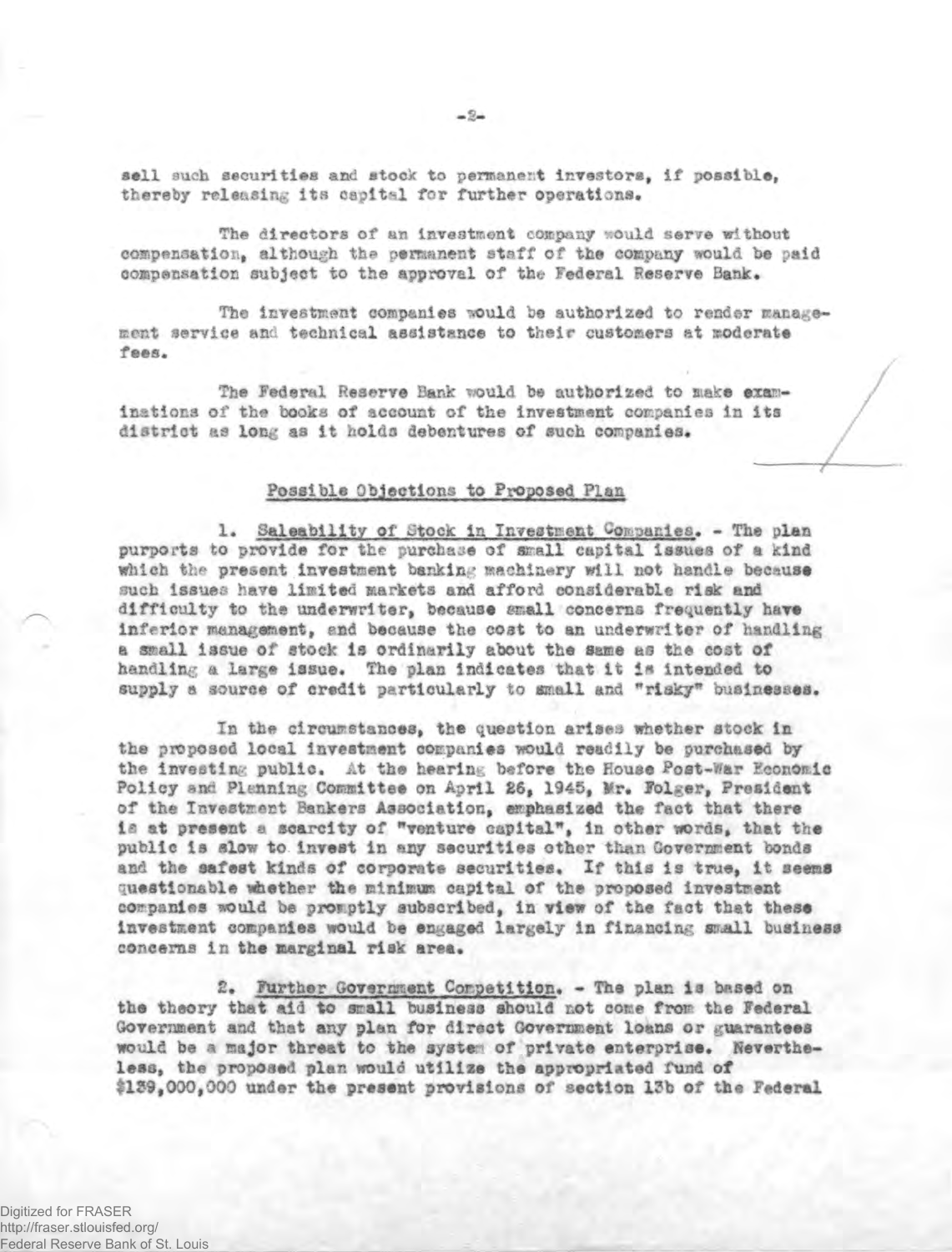sell such securities and stock to permanent investors, if possible, thereby releasing its capital for further operations.

The directors of an investment company would serve without compensation, although the permanent staff of the company would be paid compensation subject to the approval of the Federal Reserve Bank.

The investment companies would be authorized to render management service and technical assistance to their customers at moderate fees.

The Federal Reserve Bank would be authorized to make examinations of the books of account of the investment companies in its district as long as it holds debentures of such companies.

## Possible Objections to Proposed Plan

1. Saleability of Stock in Investment Companies. - The plan purports to provide for the purchase of small capital issues of a kind which the present investment banking machinery will not handle because such issues have limited markets and afford considerable risk and difficulty to the underwriter, because small concerns frequently have inferior management, and because the cost to an underwriter of handling a small issue of stock is ordinarily about the same as the cost of handling a large issue. The plan indicates that it is intended to supply a source of credit particularly to small and "risky" businesses.

In the circumstances, the question arises whether stock in the proposed local investment companies would readily be purchased by the investing public. At the hearing before the House Post-War Economic Policy and Planning Committee on April 26, 1945, Mr. Folger, President of the Investment Bankers Association, emphasized the fact that there is at present a scarcity of "venture capital", in other words, that the public is slow to invest in any securities other than Government bonds and the safest kinds of corporate securities. If this is true, it seems questionable whether the minimum capital of the proposed investment companies would be promptly subscribed, in view of the fact that these investment companies would be engaged largely in financing small business concerns in the marginal risk area.

2. Further Government Competition. - The plan is based on the theory that aid to small business should not come from the Federal Government and that any plan for direct Government loans or guarantees would be a major threat to the system of private enterprise. Nevertheless, the proposed plan would utilize the appropriated fund of $139,000,000 under the present provisions of section 13b of the Federal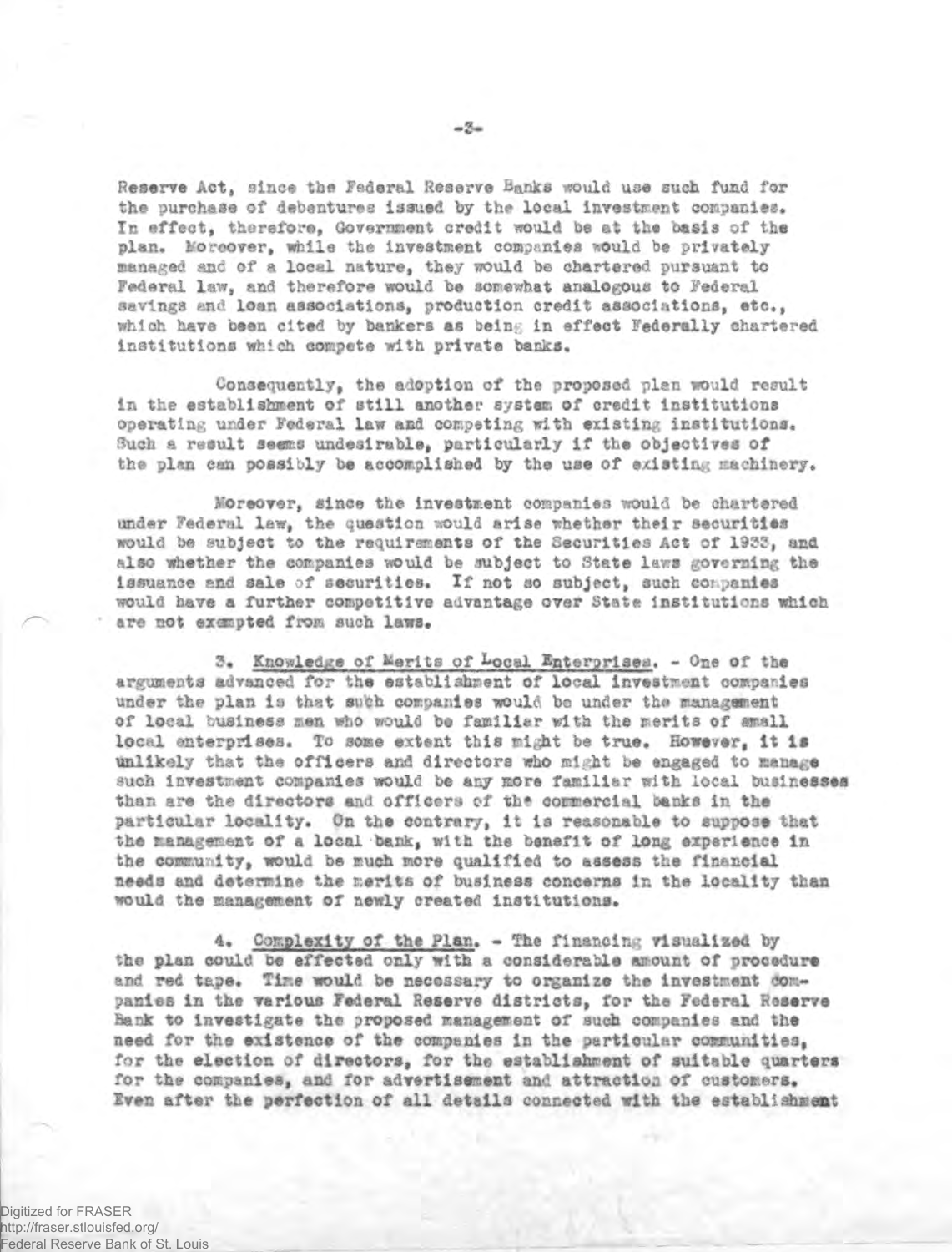Reserve Act, since the Federal Reserve Banks would use such fund for the purchase of debentures issued by the local investment companies. In effect, therefore, Government credit would be at the basis of the plan. Moreover, while the investment companies would be privately managed and of a local nature, they would be chartered pursuant to Federal law, and therefore would be somewhat analogous to Federal savings and loan associations, production credit associations, etc., which have been cited by bankers as being in effect Federally chartered institutions which compete with private banks.

Consequently, the adoption of the proposed plan would result in the establishment of still another system of credit institutions operating under Federal law and competing with existing institutions. Such a result seems undesirable, particularly if the objectives of the plan can possibly be accomplished by the use of existing machinery.

Moreover, since the investment companies would be chartered under Federal law, the question would arise whether their securities would be subject to the requirements of the Securities Act of 1933, and also whether the companies would be subject to State laws governing the issuance and sale of securities. If not so subject, such companies would have a further competitive advantage over State institutions which are not exempted from such laws.

3. Knowledge of Merits of Local Enterprises. - One of the arguments advanced for the establishment of local investment companies under the plan is that such companies would be under the management of local business men who would be familiar with the merits of small local enterprises. To some extent this might be true. However, it is unlikely that the officers and directors who might be engaged to manage such investment companies would be any more familiar with local businesses than are the directors and officers of the commercial banks in the particular locality. On the contrary, it is reasonable to suppose that the management of a local bank, with the benefit of long experience in the community, would be much more qualified to assess the financial needs and determine the merits of business concerns in the locality than would the management of newly created institutions.

4. Complexity of the Plan. - The financing visualized by the plan could be effected only with a considerable amount of procedure and red tape. Time would be necessary to organize the investment companies in the various Federal Reserve districts, for the Federal Reserve Bank to investigate the proposed management of such companies and the need for the existence of the companies in the particular communities, for the election of directors, for the establishment of suitable quarters for the companies, and for advertisement and attraction of customers. Even after the perfection of all details connected with the establishment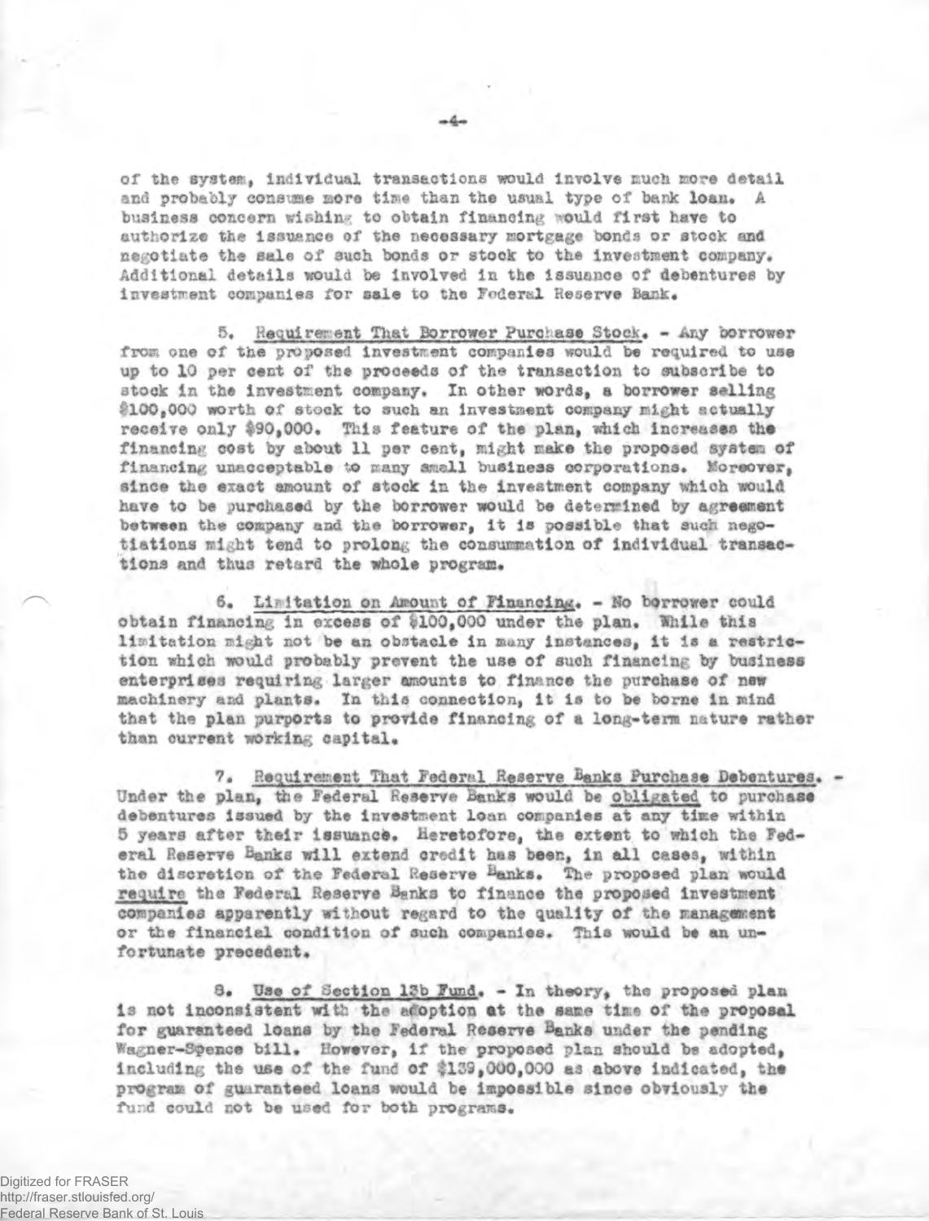of the system, individual transactions would involve much more detail and probably consume more time than the usual type of bank loan. A business concern wishing to obtain financing would first have to authorize the issuance of the necessary mortgage bonds or stock and negotiate the sale of such bonds or stock to the investment company. Additional details would be involved in the issuance of debentures by investment companies for sale to the Federal Reserve Bank.

5. Requirement That Borrower Purchase Stock. - Any borrower from one of the proposed investment companies would be required to use up to 10 per cent of the proceeds of the transaction to subscribe to stock in the investment company. In other words, a borrower selling $100,000 worth of stock to such an investment company might actually receive only $90,000. This feature of the plan, which increases the financing cost by about 11 per cent, might make the proposed system of financing unacceptable to many small business corporations. Moreover, since the exact amount of stock in the investment company which would have to be purchased by the borrower would be determined by agreement between the company and the borrower, it is possible that such negotiations might tend to prolong the consummation of individual transactions and thus retard the whole program.

6. Limitation on Amount of Financing. - No borrower could obtain financing in excess of $100,000 under the plan. While this limitation might not be an obstacle in many instances, it is a restriction which would probably prevent the use of such financing by business enterprises requiring larger amounts to finance the purchase of new machinery and plants. In this connection, it is to be borne in mind that the plan purports to provide financing of a long-term nature rather than current working capital.

7. Requirement That Federal Reserve Banks Purchase Debentures. - Under the plan, the Federal Reserve Banks would be obligated to purchase debentures issued by the investment loan companies at any time within 5 years after their issuance. Heretofore, the extent to which the Federal Reserve Banks will extend credit has been, in all cases, within the discretion of the Federal Reserve Banks. The proposed plan would require the Federal Reserve Banks to finance the proposed investment companies apparently without regard to the quality of the management or the financial condition of such companies. This would be an unfortunate precedent.

8. Use of Section 13b Fund. - In theory, the proposed plan is not inconsistent with the adoption at the same time of the proposal for guaranteed loans by the Federal Reserve Banks under the pending Wagner-Spence bill. However, if the proposed plan should be adopted, including the use of the fund of $139,000,000 as above indicated, the program of guaranteed loans would be impossible since obviously the fund could not be used for both programs.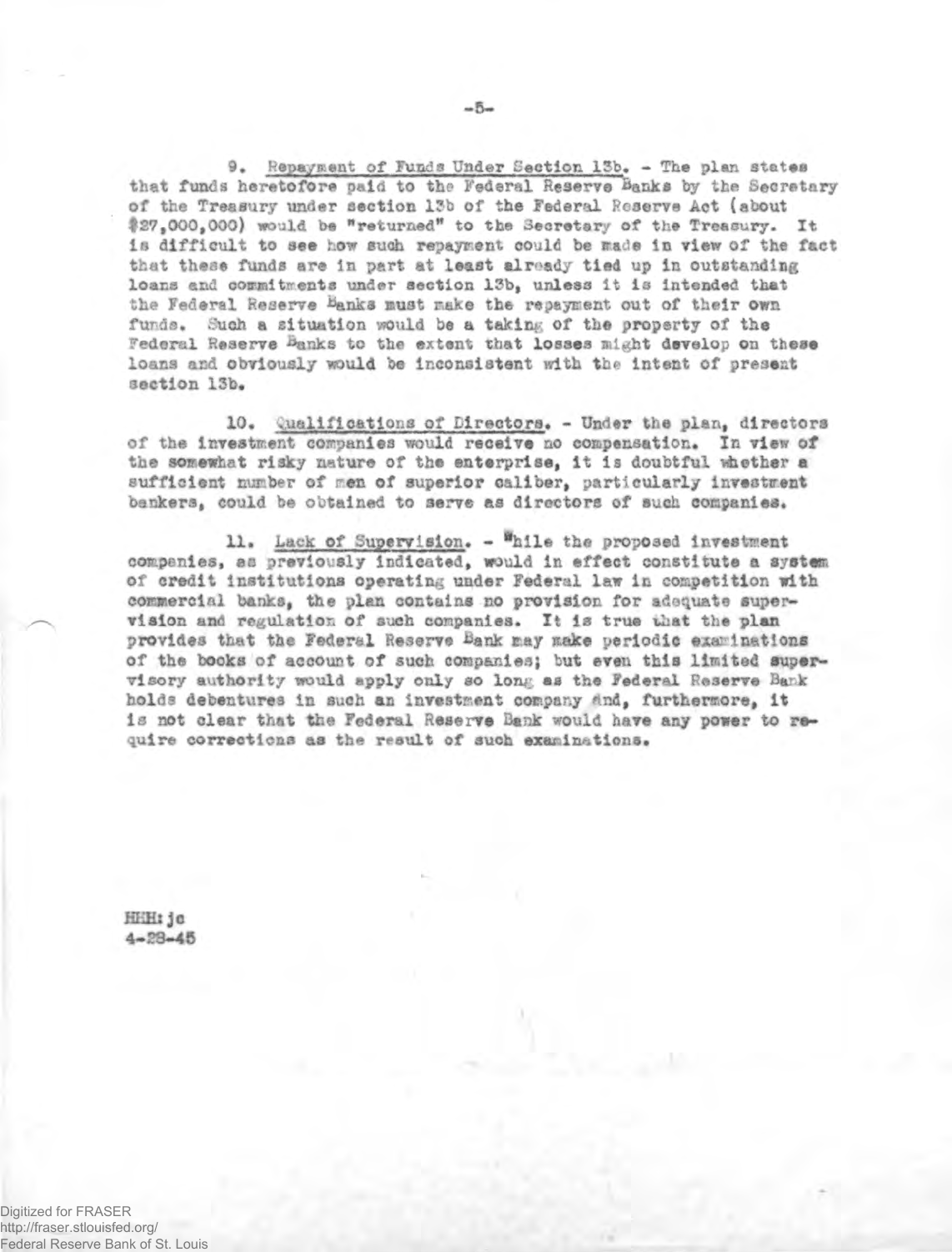9. Repayment of Funds Under Section 13b. - The plan states that funds heretofore paid to the Federal Reserve Banks by the Secretary of the Treasury under section 13b of the Federal Reserve Act (about $27,000,000) would be "returned" to the Secretary of the Treasury. It is difficult to see how such repayment could be made in view of the fact that these funds are in part at least already tied up in outstanding loans and commitments under section 13b, unless it is intended that the Federal Reserve Banks must make the repayment out of their own funds. Such a situation would be a taking of the property of the Federal Reserve Banks to the extent that losses might develop on these loans and obviously would be inconsistent with the intent of present section 13b.

10. Qualifications of Directors. - Under the plan, directors of the investment companies would receive no compensation. In view of the somewhat risky nature of the enterprise, it is doubtful whether a sufficient number of men of superior caliber, particularly investment bankers, could be obtained to serve as directors of such companies.

11. Lack of Supervision. - While the proposed investment companies, as previously indicated, would in effect constitute a system of credit institutions operating under Federal law in competition with commercial banks, the plan contains no provision for adequate supervision and regulation of such companies. It is true that the plan provides that the Federal Reserve Bank may make periodic examinations of the books of account of such companies; but even this limited supervisory authority would apply only so long as the Federal Reserve Bank holds debentures in such an investment company and, furthermore, it is not clear that the Federal Reserve Bank would have any power to require corrections as the result of such examinations.

HHH:jc
4-28-45